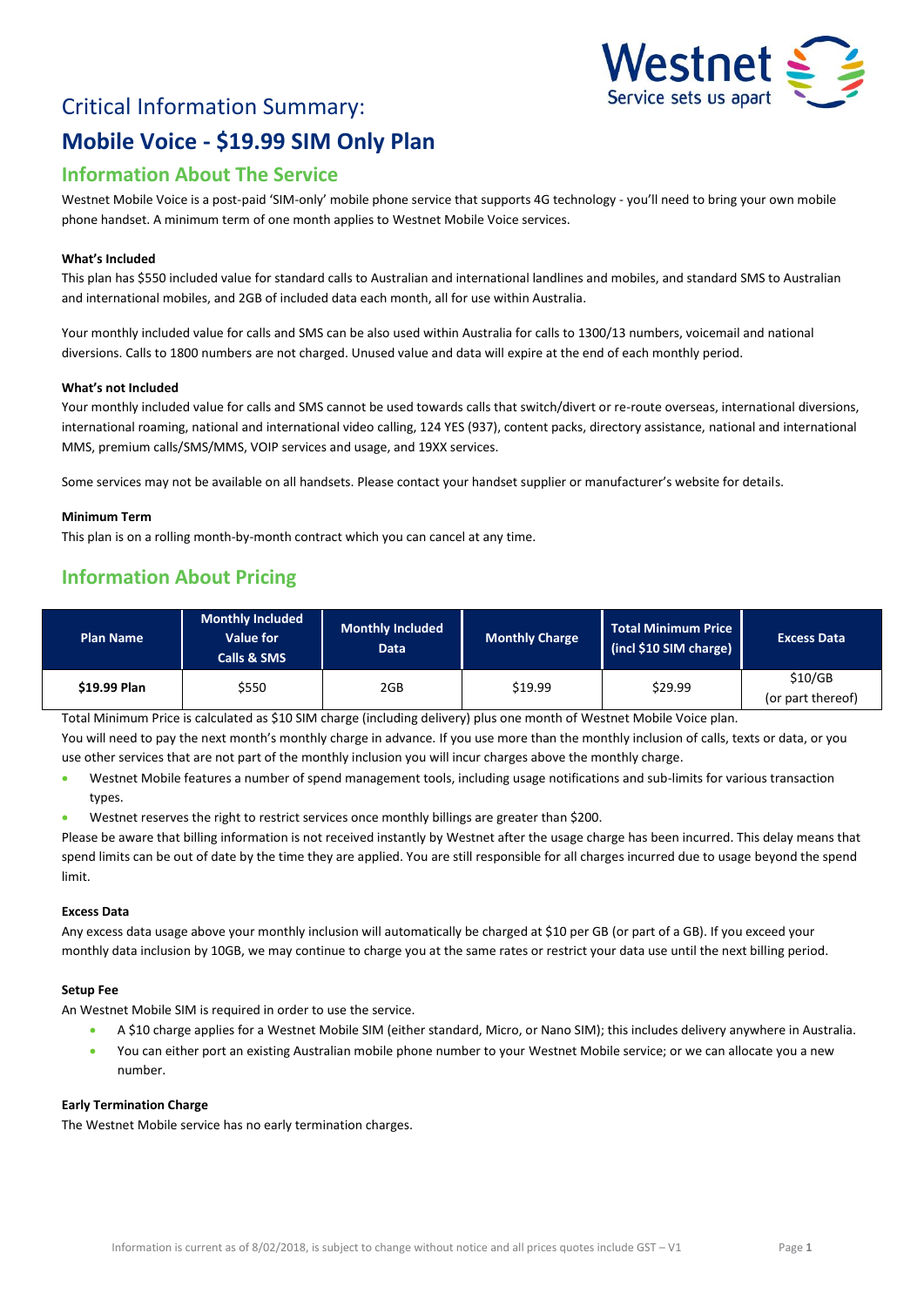# Critical Information Summary:

# Mobile Voice - $19.99 SIM Only Plan

## Information About The Service

Westnet Mobile Voice is a post-paid 'SIM-only' mobile phone service that supports 4G technology - you'll need to bring your own mobile phone handset. A minimum term of one month applies to Westnet Mobile Voice services.

**What's Included**

This plan has $550 included value for standard calls to Australian and international landlines and mobiles, and standard SMS to Australian and international mobiles, and 2GB of included data each month, all for use within Australia.

Your monthly included value for calls and SMS can be also used within Australia for calls to 1300/13 numbers, voicemail and national diversions. Calls to 1800 numbers are not charged. Unused value and data will expire at the end of each monthly period.

**What's not Included**

Your monthly included value for calls and SMS cannot be used towards calls that switch/divert or re-route overseas, international diversions, international roaming, national and international video calling, 124 YES (937), content packs, directory assistance, national and international MMS, premium calls/SMS/MMS, VOIP services and usage, and 19XX services.

Some services may not be available on all handsets. Please contact your handset supplier or manufacturer's website for details.

**Minimum Term**

This plan is on a rolling month-by-month contract which you can cancel at any time.

## Information About Pricing

| Plan Name | Monthly Included Value for Calls & SMS | Monthly Included Data | Monthly Charge | Total Minimum Price (incl $10 SIM charge) | Excess Data |
|---|---|---|---|---|---|
| **$19.99 Plan** | $550 | 2GB | $19.99 | $29.99 | $10/GB (or part thereof) |

Total Minimum Price is calculated as $10 SIM charge (including delivery) plus one month of Westnet Mobile Voice plan.

You will need to pay the next month's monthly charge in advance. If you use more than the monthly inclusion of calls, texts or data, or you use other services that are not part of the monthly inclusion you will incur charges above the monthly charge.

- Westnet Mobile features a number of spend management tools, including usage notifications and sub-limits for various transaction types.
- Westnet reserves the right to restrict services once monthly billings are greater than $200.

Please be aware that billing information is not received instantly by Westnet after the usage charge has been incurred. This delay means that spend limits can be out of date by the time they are applied. You are still responsible for all charges incurred due to usage beyond the spend limit.

**Excess Data**

Any excess data usage above your monthly inclusion will automatically be charged at $10 per GB (or part of a GB). If you exceed your monthly data inclusion by 10GB, we may continue to charge you at the same rates or restrict your data use until the next billing period.

**Setup Fee**

An Westnet Mobile SIM is required in order to use the service.

- A $10 charge applies for a Westnet Mobile SIM (either standard, Micro, or Nano SIM); this includes delivery anywhere in Australia.
- You can either port an existing Australian mobile phone number to your Westnet Mobile service; or we can allocate you a new number.

**Early Termination Charge**

The Westnet Mobile service has no early termination charges.

Information is current as of 8/02/2018, is subject to change without notice and all prices quotes include GST – V1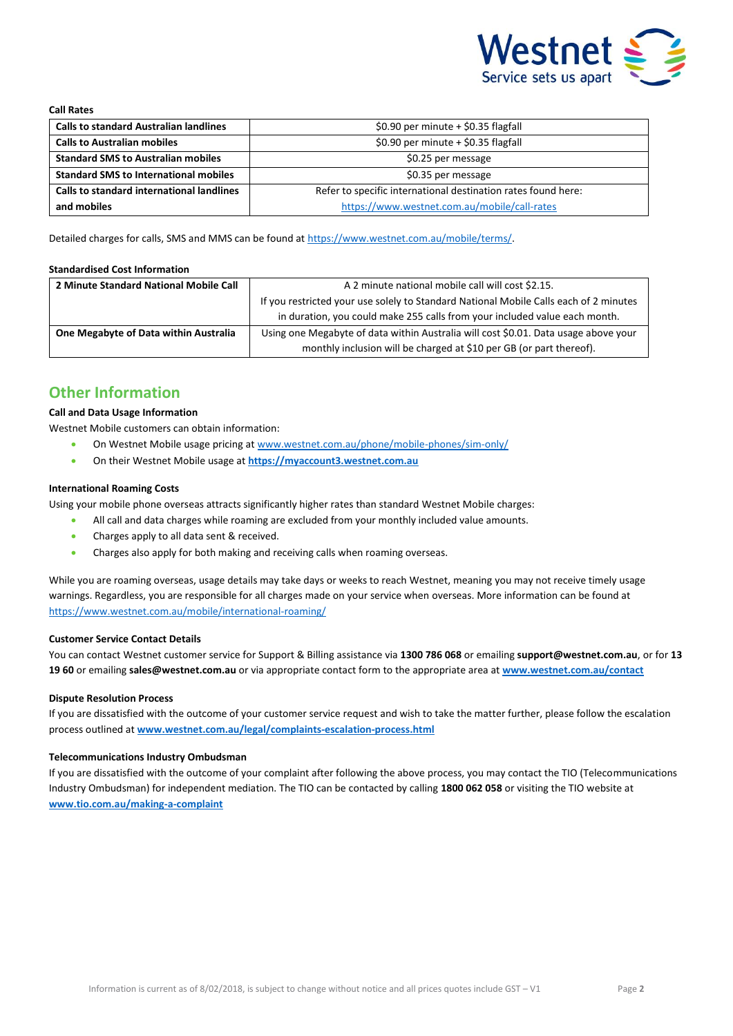**Call Rates**

| | |
|---|---|
| **Calls to standard Australian landlines** | $0.90 per minute + $0.35 flagfall |
| **Calls to Australian mobiles** | $0.90 per minute + $0.35 flagfall |
| **Standard SMS to Australian mobiles** | $0.25 per message |
| **Standard SMS to International mobiles** | $0.35 per message |
| **Calls to standard international landlines and mobiles** | Refer to specific international destination rates found here: https://www.westnet.com.au/mobile/call-rates |

Detailed charges for calls, SMS and MMS can be found at https://www.westnet.com.au/mobile/terms/.

**Standardised Cost Information**

| | |
|---|---|
| **2 Minute Standard National Mobile Call** | A 2 minute national mobile call will cost $2.15. If you restricted your use solely to Standard National Mobile Calls each of 2 minutes in duration, you could make 255 calls from your included value each month. |
| **One Megabyte of Data within Australia** | Using one Megabyte of data within Australia will cost $0.01. Data usage above your monthly inclusion will be charged at $10 per GB (or part thereof). |

## Other Information

**Call and Data Usage Information**

Westnet Mobile customers can obtain information:

- On Westnet Mobile usage pricing at www.westnet.com.au/phone/mobile-phones/sim-only/
- On their Westnet Mobile usage at **https://myaccount3.westnet.com.au**

**International Roaming Costs**

Using your mobile phone overseas attracts significantly higher rates than standard Westnet Mobile charges:

- All call and data charges while roaming are excluded from your monthly included value amounts.
- Charges apply to all data sent & received.
- Charges also apply for both making and receiving calls when roaming overseas.

While you are roaming overseas, usage details may take days or weeks to reach Westnet, meaning you may not receive timely usage warnings. Regardless, you are responsible for all charges made on your service when overseas. More information can be found at https://www.westnet.com.au/mobile/international-roaming/

**Customer Service Contact Details**

You can contact Westnet customer service for Support & Billing assistance via **1300 786 068** or emailing **support@westnet.com.au**, or for **13 19 60** or emailing **sales@westnet.com.au** or via appropriate contact form to the appropriate area at **www.westnet.com.au/contact**

**Dispute Resolution Process**

If you are dissatisfied with the outcome of your customer service request and wish to take the matter further, please follow the escalation process outlined at **www.westnet.com.au/legal/complaints-escalation-process.html**

**Telecommunications Industry Ombudsman**

If you are dissatisfied with the outcome of your complaint after following the above process, you may contact the TIO (Telecommunications Industry Ombudsman) for independent mediation. The TIO can be contacted by calling **1800 062 058** or visiting the TIO website at **www.tio.com.au/making-a-complaint**

Information is current as of 8/02/2018, is subject to change without notice and all prices quotes include GST – V1